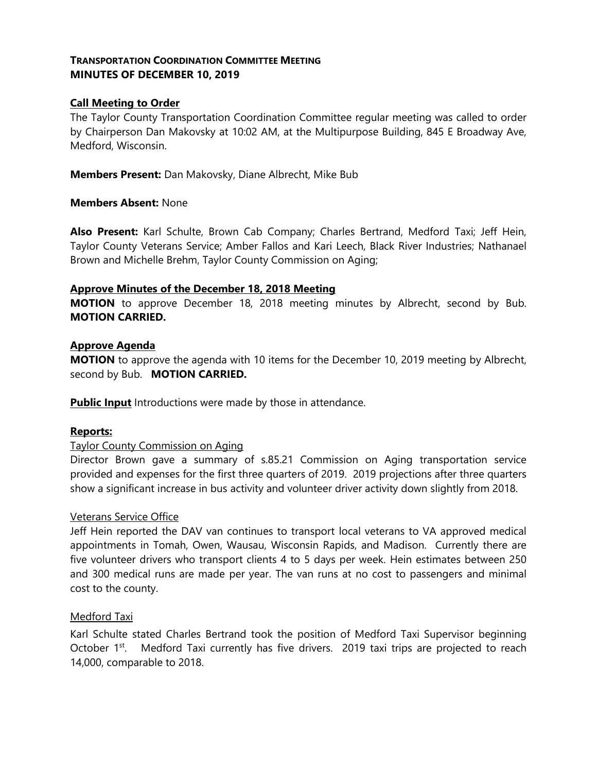# TRANSPORTATION COORDINATION COMMITTEE MEETING
## MINUTES OF DECEMBER 10, 2019

**Call Meeting to Order**

The Taylor County Transportation Coordination Committee regular meeting was called to order by Chairperson Dan Makovsky at 10:02 AM, at the Multipurpose Building, 845 E Broadway Ave, Medford, Wisconsin.

**Members Present:** Dan Makovsky, Diane Albrecht, Mike Bub

**Members Absent:** None

**Also Present:** Karl Schulte, Brown Cab Company; Charles Bertrand, Medford Taxi; Jeff Hein, Taylor County Veterans Service; Amber Fallos and Kari Leech, Black River Industries; Nathanael Brown and Michelle Brehm, Taylor County Commission on Aging;

**Approve Minutes of the December 18, 2018 Meeting**

**MOTION** to approve December 18, 2018 meeting minutes by Albrecht, second by Bub. **MOTION CARRIED.**

**Approve Agenda**

**MOTION** to approve the agenda with 10 items for the December 10, 2019 meeting by Albrecht, second by Bub. **MOTION CARRIED.**

**Public Input** Introductions were made by those in attendance.

**Reports:**

Taylor County Commission on Aging

Director Brown gave a summary of s.85.21 Commission on Aging transportation service provided and expenses for the first three quarters of 2019. 2019 projections after three quarters show a significant increase in bus activity and volunteer driver activity down slightly from 2018.

Veterans Service Office

Jeff Hein reported the DAV van continues to transport local veterans to VA approved medical appointments in Tomah, Owen, Wausau, Wisconsin Rapids, and Madison. Currently there are five volunteer drivers who transport clients 4 to 5 days per week. Hein estimates between 250 and 300 medical runs are made per year. The van runs at no cost to passengers and minimal cost to the county.

Medford Taxi

Karl Schulte stated Charles Bertrand took the position of Medford Taxi Supervisor beginning October 1st. Medford Taxi currently has five drivers. 2019 taxi trips are projected to reach 14,000, comparable to 2018.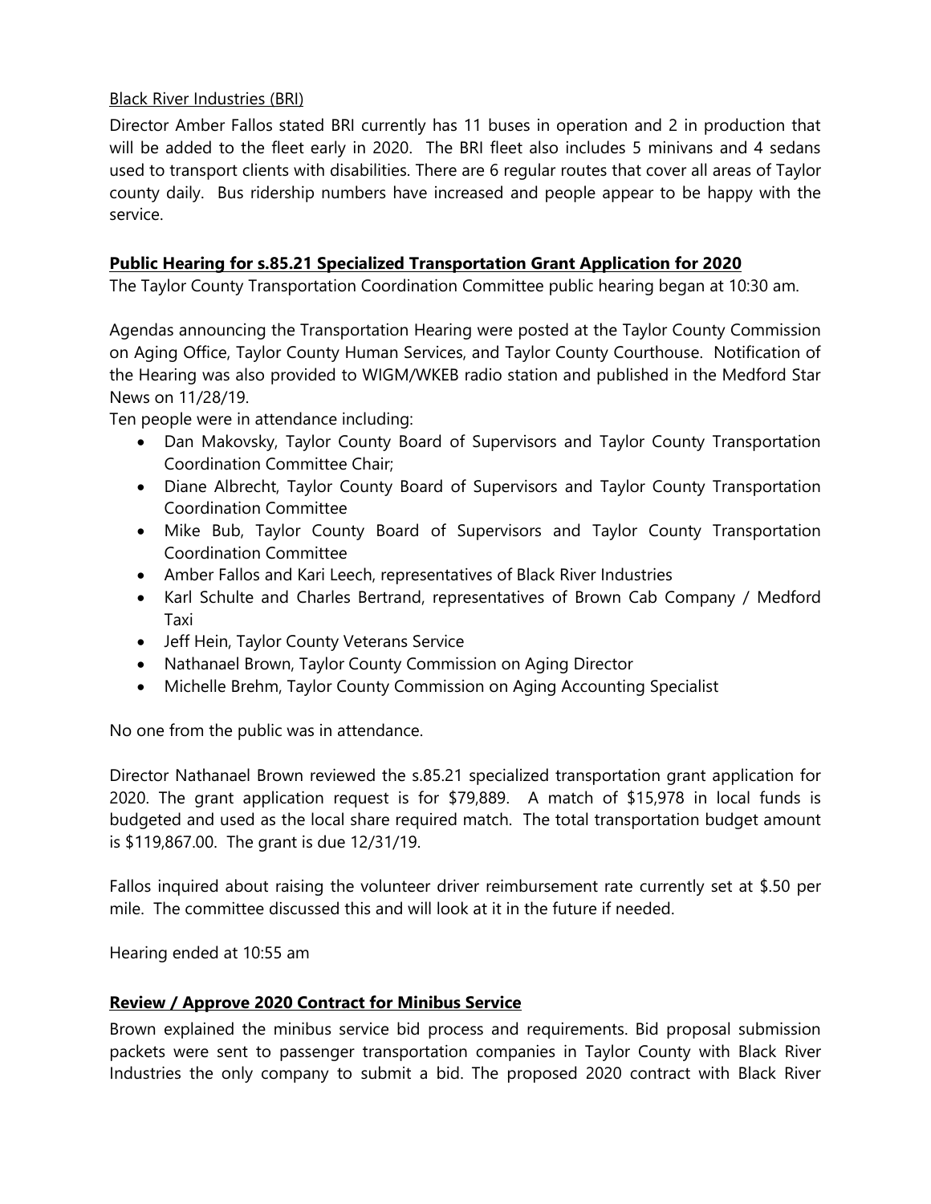Black River Industries (BRI)

Director Amber Fallos stated BRI currently has 11 buses in operation and 2 in production that will be added to the fleet early in 2020. The BRI fleet also includes 5 minivans and 4 sedans used to transport clients with disabilities. There are 6 regular routes that cover all areas of Taylor county daily. Bus ridership numbers have increased and people appear to be happy with the service.

**Public Hearing for s.85.21 Specialized Transportation Grant Application for 2020**

The Taylor County Transportation Coordination Committee public hearing began at 10:30 am.

Agendas announcing the Transportation Hearing were posted at the Taylor County Commission on Aging Office, Taylor County Human Services, and Taylor County Courthouse. Notification of the Hearing was also provided to WIGM/WKEB radio station and published in the Medford Star News on 11/28/19.

Ten people were in attendance including:

- Dan Makovsky, Taylor County Board of Supervisors and Taylor County Transportation Coordination Committee Chair;
- Diane Albrecht, Taylor County Board of Supervisors and Taylor County Transportation Coordination Committee
- Mike Bub, Taylor County Board of Supervisors and Taylor County Transportation Coordination Committee
- Amber Fallos and Kari Leech, representatives of Black River Industries
- Karl Schulte and Charles Bertrand, representatives of Brown Cab Company / Medford Taxi
- Jeff Hein, Taylor County Veterans Service
- Nathanael Brown, Taylor County Commission on Aging Director
- Michelle Brehm, Taylor County Commission on Aging Accounting Specialist

No one from the public was in attendance.

Director Nathanael Brown reviewed the s.85.21 specialized transportation grant application for 2020. The grant application request is for $79,889. A match of $15,978 in local funds is budgeted and used as the local share required match. The total transportation budget amount is $119,867.00. The grant is due 12/31/19.

Fallos inquired about raising the volunteer driver reimbursement rate currently set at $.50 per mile. The committee discussed this and will look at it in the future if needed.

Hearing ended at 10:55 am

**Review / Approve 2020 Contract for Minibus Service**

Brown explained the minibus service bid process and requirements. Bid proposal submission packets were sent to passenger transportation companies in Taylor County with Black River Industries the only company to submit a bid. The proposed 2020 contract with Black River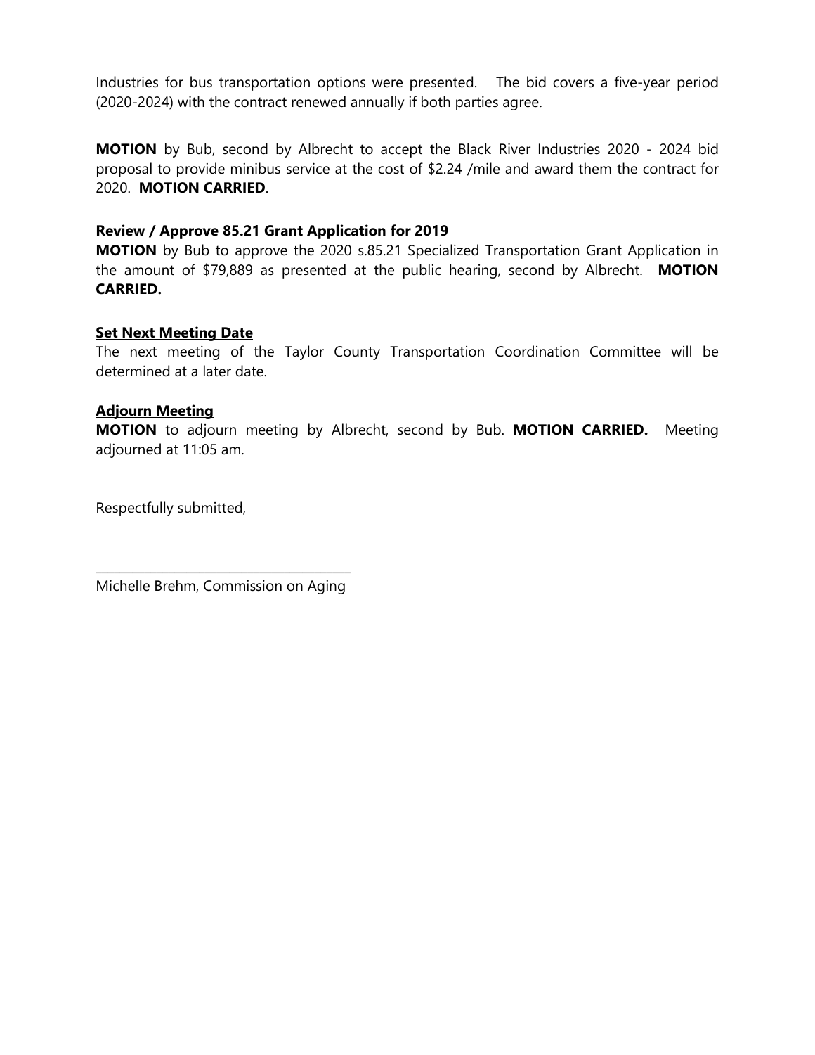Industries for bus transportation options were presented. The bid covers a five-year period (2020-2024) with the contract renewed annually if both parties agree.

**MOTION** by Bub, second by Albrecht to accept the Black River Industries 2020 - 2024 bid proposal to provide minibus service at the cost of $2.24 /mile and award them the contract for 2020. **MOTION CARRIED**.

**Review / Approve 85.21 Grant Application for 2019**

**MOTION** by Bub to approve the 2020 s.85.21 Specialized Transportation Grant Application in the amount of $79,889 as presented at the public hearing, second by Albrecht. **MOTION CARRIED.**

**Set Next Meeting Date**

The next meeting of the Taylor County Transportation Coordination Committee will be determined at a later date.

**Adjourn Meeting**

**MOTION** to adjourn meeting by Albrecht, second by Bub. **MOTION CARRIED.** Meeting adjourned at 11:05 am.

Respectfully submitted,

_______________________________________

Michelle Brehm, Commission on Aging